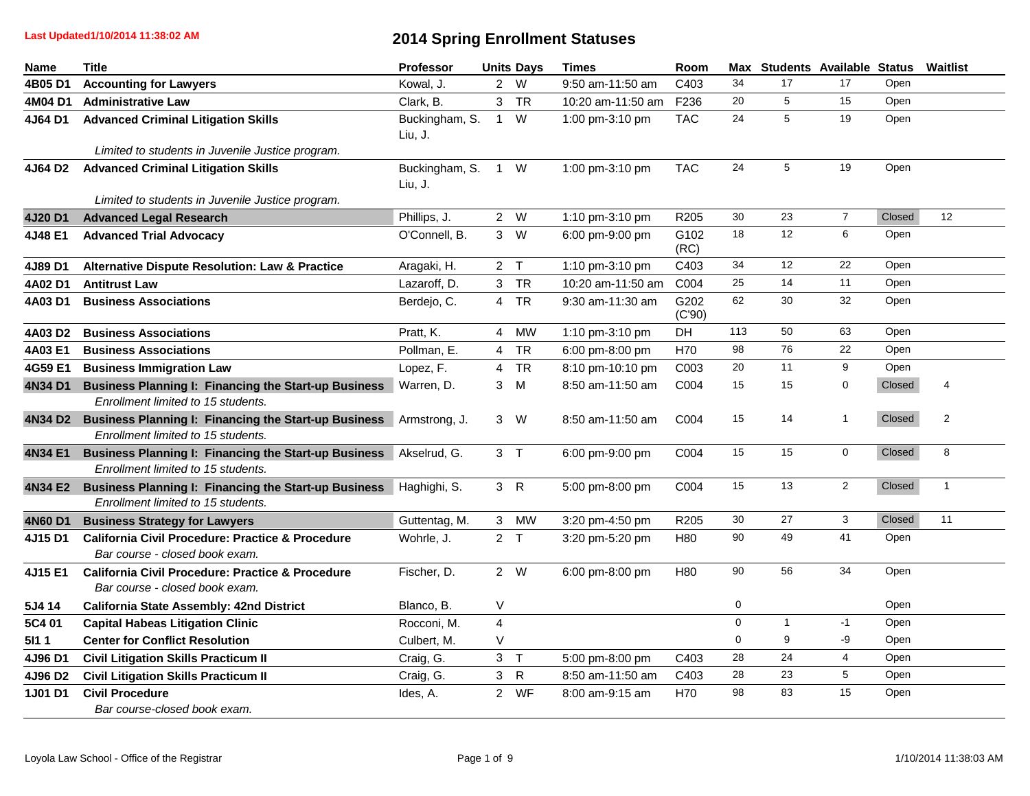**Last Updated1/10/2014 11:38:02 AM**

# 2014 Spring Enrollment Statuses

| Name | Title | Professor | Units | Days | Times | Room | Max | Students | Available | Status | Waitlist |
|---|---|---|---|---|---|---|---|---|---|---|---|
| **4B05 D1** | **Accounting for Lawyers** | Kowal, J. | 2 | W | 9:50 am-11:50 am | C403 | 34 | 17 | 17 | Open | |
| **4M04 D1** | **Administrative Law** | Clark, B. | 3 | TR | 10:20 am-11:50 am | F236 | 20 | 5 | 15 | Open | |
| **4J64 D1** | **Advanced Criminal Litigation Skills** *Limited to students in Juvenile Justice program.* | Buckingham, S. Liu, J. | 1 | W | 1:00 pm-3:10 pm | TAC | 24 | 5 | 19 | Open | |
| **4J64 D2** | **Advanced Criminal Litigation Skills** *Limited to students in Juvenile Justice program.* | Buckingham, S. Liu, J. | 1 | W | 1:00 pm-3:10 pm | TAC | 24 | 5 | 19 | Open | |
| **4J20 D1** | **Advanced Legal Research** | Phillips, J. | 2 | W | 1:10 pm-3:10 pm | R205 | 30 | 23 | 7 | Closed | 12 |
| **4J48 E1** | **Advanced Trial Advocacy** | O'Connell, B. | 3 | W | 6:00 pm-9:00 pm | G102 (RC) | 18 | 12 | 6 | Open | |
| **4J89 D1** | **Alternative Dispute Resolution: Law & Practice** | Aragaki, H. | 2 | T | 1:10 pm-3:10 pm | C403 | 34 | 12 | 22 | Open | |
| **4A02 D1** | **Antitrust Law** | Lazaroff, D. | 3 | TR | 10:20 am-11:50 am | C004 | 25 | 14 | 11 | Open | |
| **4A03 D1** | **Business Associations** | Berdejo, C. | 4 | TR | 9:30 am-11:30 am | G202 (C'90) | 62 | 30 | 32 | Open | |
| **4A03 D2** | **Business Associations** | Pratt, K. | 4 | MW | 1:10 pm-3:10 pm | DH | 113 | 50 | 63 | Open | |
| **4A03 E1** | **Business Associations** | Pollman, E. | 4 | TR | 6:00 pm-8:00 pm | H70 | 98 | 76 | 22 | Open | |
| **4G59 E1** | **Business Immigration Law** | Lopez, F. | 4 | TR | 8:10 pm-10:10 pm | C003 | 20 | 11 | 9 | Open | |
| **4N34 D1** | **Business Planning I: Financing the Start-up Business** *Enrollment limited to 15 students.* | Warren, D. | 3 | M | 8:50 am-11:50 am | C004 | 15 | 15 | 0 | Closed | 4 |
| **4N34 D2** | **Business Planning I: Financing the Start-up Business** *Enrollment limited to 15 students.* | Armstrong, J. | 3 | W | 8:50 am-11:50 am | C004 | 15 | 14 | 1 | Closed | 2 |
| **4N34 E1** | **Business Planning I: Financing the Start-up Business** *Enrollment limited to 15 students.* | Akselrud, G. | 3 | T | 6:00 pm-9:00 pm | C004 | 15 | 15 | 0 | Closed | 8 |
| **4N34 E2** | **Business Planning I: Financing the Start-up Business** *Enrollment limited to 15 students.* | Haghighi, S. | 3 | R | 5:00 pm-8:00 pm | C004 | 15 | 13 | 2 | Closed | 1 |
| **4N60 D1** | **Business Strategy for Lawyers** | Guttentag, M. | 3 | MW | 3:20 pm-4:50 pm | R205 | 30 | 27 | 3 | Closed | 11 |
| **4J15 D1** | **California Civil Procedure: Practice & Procedure** *Bar course - closed book exam.* | Wohrle, J. | 2 | T | 3:20 pm-5:20 pm | H80 | 90 | 49 | 41 | Open | |
| **4J15 E1** | **California Civil Procedure: Practice & Procedure** *Bar course - closed book exam.* | Fischer, D. | 2 | W | 6:00 pm-8:00 pm | H80 | 90 | 56 | 34 | Open | |
| **5J4 14** | **California State Assembly: 42nd District** | Blanco, B. | V | | | | 0 | | | Open | |
| **5C4 01** | **Capital Habeas Litigation Clinic** | Rocconi, M. | 4 | | | | 0 | 1 | -1 | Open | |
| **5I1 1** | **Center for Conflict Resolution** | Culbert, M. | V | | | | 0 | 9 | -9 | Open | |
| **4J96 D1** | **Civil Litigation Skills Practicum II** | Craig, G. | 3 | T | 5:00 pm-8:00 pm | C403 | 28 | 24 | 4 | Open | |
| **4J96 D2** | **Civil Litigation Skills Practicum II** | Craig, G. | 3 | R | 8:50 am-11:50 am | C403 | 28 | 23 | 5 | Open | |
| **1J01 D1** | **Civil Procedure** *Bar course-closed book exam.* | Ides, A. | 2 | WF | 8:00 am-9:15 am | H70 | 98 | 83 | 15 | Open | |

Loyola Law School - Office of the Registrar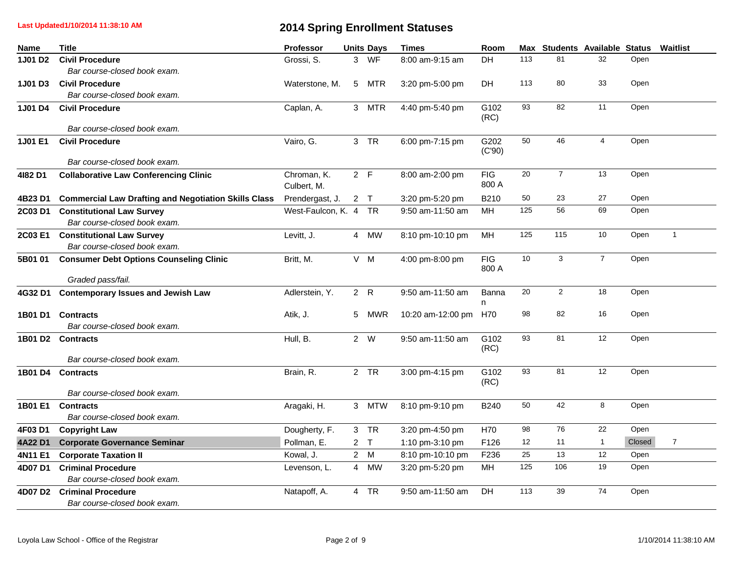**Last Updated1/10/2014 11:38:10 AM**

# 2014 Spring Enrollment Statuses

| Name | Title | Professor | Units | Days | Times | Room | Max | Students | Available | Status | Waitlist |
|---|---|---|---|---|---|---|---|---|---|---|---|
| 1J01 D2 | **Civil Procedure**<br>*Bar course-closed book exam.* | Grossi, S. | 3 | WF | 8:00 am-9:15 am | DH | 113 | 81 | 32 | Open | |
| 1J01 D3 | **Civil Procedure**<br>*Bar course-closed book exam.* | Waterstone, M. | 5 | MTR | 3:20 pm-5:00 pm | DH | 113 | 80 | 33 | Open | |
| 1J01 D4 | **Civil Procedure**<br>*Bar course-closed book exam.* | Caplan, A. | 3 | MTR | 4:40 pm-5:40 pm | G102 (RC) | 93 | 82 | 11 | Open | |
| 1J01 E1 | **Civil Procedure**<br>*Bar course-closed book exam.* | Vairo, G. | 3 | TR | 6:00 pm-7:15 pm | G202 (C'90) | 50 | 46 | 4 | Open | |
| 4I82 D1 | **Collaborative Law Conferencing Clinic** | Chroman, K.<br>Culbert, M. | 2 | F | 8:00 am-2:00 pm | FIG 800 A | 20 | 7 | 13 | Open | |
| 4B23 D1 | **Commercial Law Drafting and Negotiation Skills Class** | Prendergast, J. | 2 | T | 3:20 pm-5:20 pm | B210 | 50 | 23 | 27 | Open | |
| 2C03 D1 | **Constitutional Law Survey**<br>*Bar course-closed book exam.* | West-Faulcon, K. | 4 | TR | 9:50 am-11:50 am | MH | 125 | 56 | 69 | Open | |
| 2C03 E1 | **Constitutional Law Survey**<br>*Bar course-closed book exam.* | Levitt, J. | 4 | MW | 8:10 pm-10:10 pm | MH | 125 | 115 | 10 | Open | 1 |
| 5B01 01 | **Consumer Debt Options Counseling Clinic**<br>*Graded pass/fail.* | Britt, M. | V | M | 4:00 pm-8:00 pm | FIG 800 A | 10 | 3 | 7 | Open | |
| 4G32 D1 | **Contemporary Issues and Jewish Law** | Adlerstein, Y. | 2 | R | 9:50 am-11:50 am | Bannan | 20 | 2 | 18 | Open | |
| 1B01 D1 | **Contracts**<br>*Bar course-closed book exam.* | Atik, J. | 5 | MWR | 10:20 am-12:00 pm | H70 | 98 | 82 | 16 | Open | |
| 1B01 D2 | **Contracts**<br>*Bar course-closed book exam.* | Hull, B. | 2 | W | 9:50 am-11:50 am | G102 (RC) | 93 | 81 | 12 | Open | |
| 1B01 D4 | **Contracts**<br>*Bar course-closed book exam.* | Brain, R. | 2 | TR | 3:00 pm-4:15 pm | G102 (RC) | 93 | 81 | 12 | Open | |
| 1B01 E1 | **Contracts**<br>*Bar course-closed book exam.* | Aragaki, H. | 3 | MTW | 8:10 pm-9:10 pm | B240 | 50 | 42 | 8 | Open | |
| 4F03 D1 | **Copyright Law** | Dougherty, F. | 3 | TR | 3:20 pm-4:50 pm | H70 | 98 | 76 | 22 | Open | |
| 4A22 D1 | **Corporate Governance Seminar** | Pollman, E. | 2 | T | 1:10 pm-3:10 pm | F126 | 12 | 11 | 1 | Closed | 7 |
| 4N11 E1 | **Corporate Taxation II** | Kowal, J. | 2 | M | 8:10 pm-10:10 pm | F236 | 25 | 13 | 12 | Open | |
| 4D07 D1 | **Criminal Procedure**<br>*Bar course-closed book exam.* | Levenson, L. | 4 | MW | 3:20 pm-5:20 pm | MH | 125 | 106 | 19 | Open | |
| 4D07 D2 | **Criminal Procedure**<br>*Bar course-closed book exam.* | Natapoff, A. | 4 | TR | 9:50 am-11:50 am | DH | 113 | 39 | 74 | Open | |

Loyola Law School - Office of the Registrar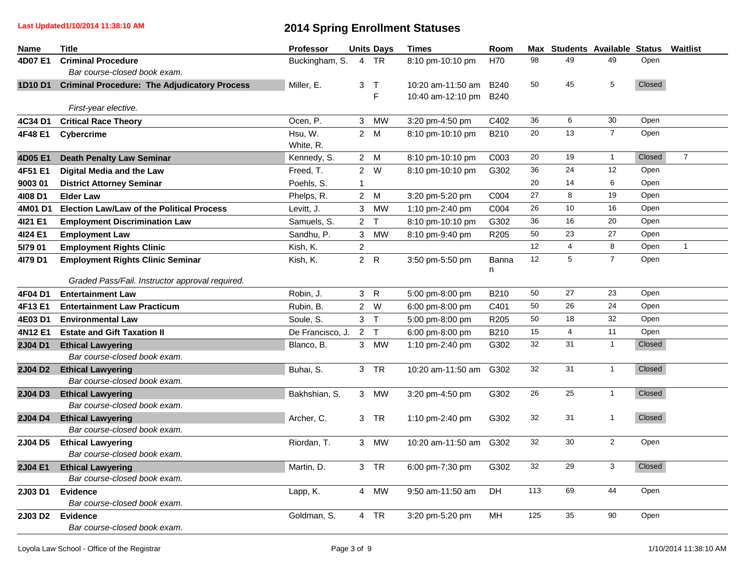**Last Updated1/10/2014 11:38:10 AM**

# 2014 Spring Enrollment Statuses

| Name | Title | Professor | Units | Days | Times | Room | Max | Students | Available | Status | Waitlist |
|---|---|---|---|---|---|---|---|---|---|---|---|
| **4D07 E1** | **Criminal Procedure** | Buckingham, S. | 4 | TR | 8:10 pm-10:10 pm | H70 | 98 | 49 | 49 | Open | |
| | *Bar course-closed book exam.* | | | | | | | | | | |
| **1D10 D1** | **Criminal Procedure: The Adjudicatory Process** | Miller, E. | 3 | T | 10:20 am-11:50 am | B240 | 50 | 45 | 5 | Closed | |
| | | | | F | 10:40 am-12:10 pm | B240 | | | | | |
| | *First-year elective.* | | | | | | | | | | |
| **4C34 D1** | **Critical Race Theory** | Ocen, P. | 3 | MW | 3:20 pm-4:50 pm | C402 | 36 | 6 | 30 | Open | |
| **4F48 E1** | **Cybercrime** | Hsu, W.<br>White, R. | 2 | M | 8:10 pm-10:10 pm | B210 | 20 | 13 | 7 | Open | |
| **4D05 E1** | **Death Penalty Law Seminar** | Kennedy, S. | 2 | M | 8:10 pm-10:10 pm | C003 | 20 | 19 | 1 | Closed | 7 |
| **4F51 E1** | **Digital Media and the Law** | Freed, T. | 2 | W | 8:10 pm-10:10 pm | G302 | 36 | 24 | 12 | Open | |
| **9003 01** | **District Attorney Seminar** | Poehls, S. | 1 | | | | 20 | 14 | 6 | Open | |
| **4I08 D1** | **Elder Law** | Phelps, R. | 2 | M | 3:20 pm-5:20 pm | C004 | 27 | 8 | 19 | Open | |
| **4M01 D1** | **Election Law/Law of the Political Process** | Levitt, J. | 3 | MW | 1:10 pm-2:40 pm | C004 | 26 | 10 | 16 | Open | |
| **4I21 E1** | **Employment Discrimination Law** | Samuels, S. | 2 | T | 8:10 pm-10:10 pm | G302 | 36 | 16 | 20 | Open | |
| **4I24 E1** | **Employment Law** | Sandhu, P. | 3 | MW | 8:10 pm-9:40 pm | R205 | 50 | 23 | 27 | Open | |
| **5I79 01** | **Employment Rights Clinic** | Kish, K. | 2 | | | | 12 | 4 | 8 | Open | 1 |
| **4I79 D1** | **Employment Rights Clinic Seminar** | Kish, K. | 2 | R | 3:50 pm-5:50 pm | Bannan | 12 | 5 | 7 | Open | |
| | *Graded Pass/Fail. Instructor approval required.* | | | | | | | | | | |
| **4F04 D1** | **Entertainment Law** | Robin, J. | 3 | R | 5:00 pm-8:00 pm | B210 | 50 | 27 | 23 | Open | |
| **4F13 E1** | **Entertainment Law Practicum** | Rubin, B. | 2 | W | 6:00 pm-8:00 pm | C401 | 50 | 26 | 24 | Open | |
| **4E03 D1** | **Environmental Law** | Soule, S. | 3 | T | 5:00 pm-8:00 pm | R205 | 50 | 18 | 32 | Open | |
| **4N12 E1** | **Estate and Gift Taxation II** | De Francisco, J. | 2 | T | 6:00 pm-8:00 pm | B210 | 15 | 4 | 11 | Open | |
| **2J04 D1** | **Ethical Lawyering** | Blanco, B. | 3 | MW | 1:10 pm-2:40 pm | G302 | 32 | 31 | 1 | Closed | |
| | *Bar course-closed book exam.* | | | | | | | | | | |
| **2J04 D2** | **Ethical Lawyering** | Buhai, S. | 3 | TR | 10:20 am-11:50 am | G302 | 32 | 31 | 1 | Closed | |
| | *Bar course-closed book exam.* | | | | | | | | | | |
| **2J04 D3** | **Ethical Lawyering** | Bakhshian, S. | 3 | MW | 3:20 pm-4:50 pm | G302 | 26 | 25 | 1 | Closed | |
| | *Bar course-closed book exam.* | | | | | | | | | | |
| **2J04 D4** | **Ethical Lawyering** | Archer, C. | 3 | TR | 1:10 pm-2:40 pm | G302 | 32 | 31 | 1 | Closed | |
| | *Bar course-closed book exam.* | | | | | | | | | | |
| **2J04 D5** | **Ethical Lawyering** | Riordan, T. | 3 | MW | 10:20 am-11:50 am | G302 | 32 | 30 | 2 | Open | |
| | *Bar course-closed book exam.* | | | | | | | | | | |
| **2J04 E1** | **Ethical Lawyering** | Martin, D. | 3 | TR | 6:00 pm-7:30 pm | G302 | 32 | 29 | 3 | Closed | |
| | *Bar course-closed book exam.* | | | | | | | | | | |
| **2J03 D1** | **Evidence** | Lapp, K. | 4 | MW | 9:50 am-11:50 am | DH | 113 | 69 | 44 | Open | |
| | *Bar course-closed book exam.* | | | | | | | | | | |
| **2J03 D2** | **Evidence** | Goldman, S. | 4 | TR | 3:20 pm-5:20 pm | MH | 125 | 35 | 90 | Open | |
| | *Bar course-closed book exam.* | | | | | | | | | | |

Loyola Law School - Office of the Registrar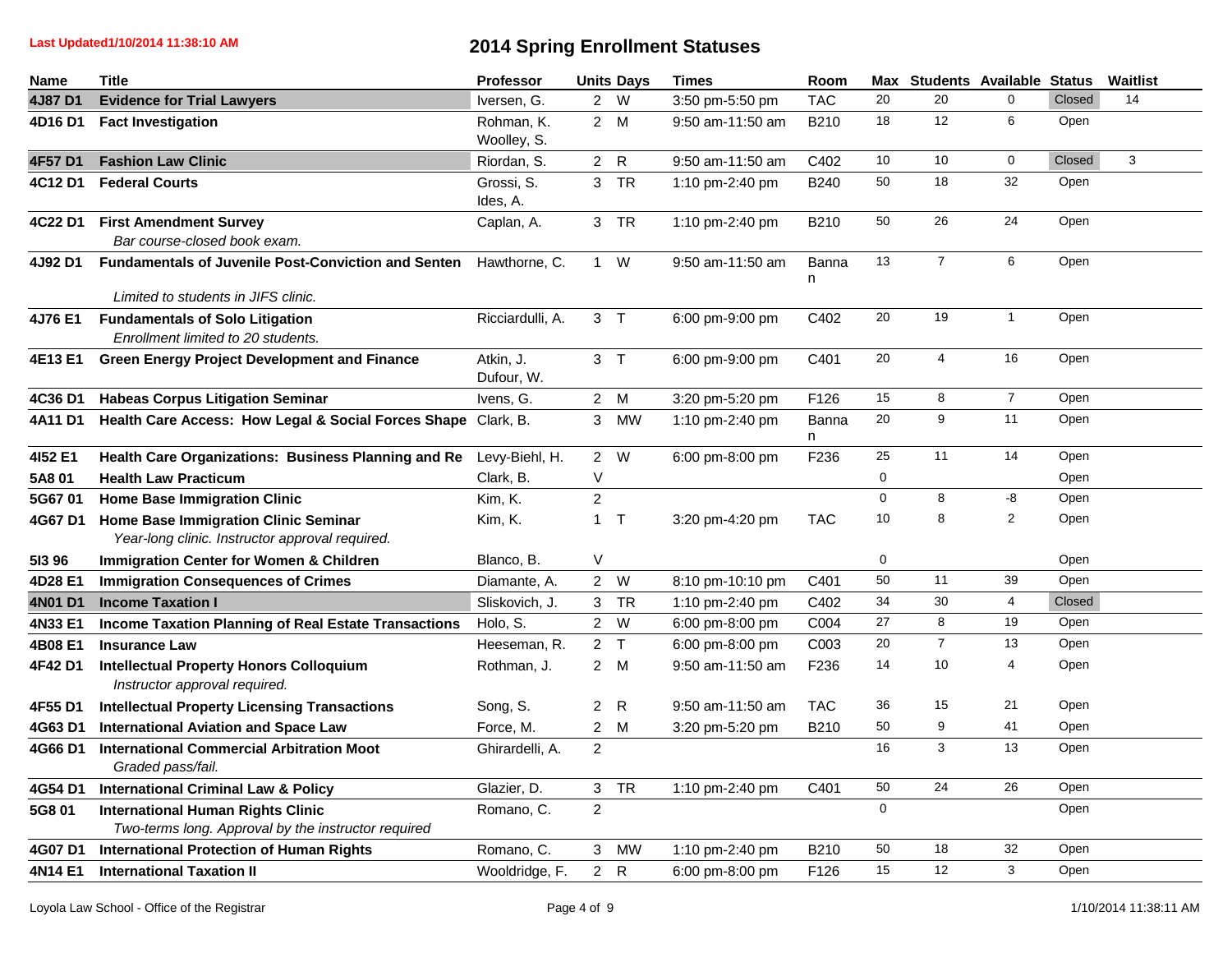**Last Updated1/10/2014 11:38:10 AM**

# 2014 Spring Enrollment Statuses

| Name | Title | Professor | Units | Days | Times | Room | Max | Students | Available | Status | Waitlist |
|---|---|---|---|---|---|---|---|---|---|---|---|
| 4J87 D1 | **Evidence for Trial Lawyers** | Iversen, G. | 2 | W | 3:50 pm-5:50 pm | TAC | 20 | 20 | 0 | Closed | 14 |
| 4D16 D1 | **Fact Investigation** | Rohman, K.<br>Woolley, S. | 2 | M | 9:50 am-11:50 am | B210 | 18 | 12 | 6 | Open | |
| 4F57 D1 | **Fashion Law Clinic** | Riordan, S. | 2 | R | 9:50 am-11:50 am | C402 | 10 | 10 | 0 | Closed | 3 |
| 4C12 D1 | **Federal Courts** | Grossi, S.<br>Ides, A. | 3 | TR | 1:10 pm-2:40 pm | B240 | 50 | 18 | 32 | Open | |
| 4C22 D1 | **First Amendment Survey**<br>*Bar course-closed book exam.* | Caplan, A. | 3 | TR | 1:10 pm-2:40 pm | B210 | 50 | 26 | 24 | Open | |
| 4J92 D1 | **Fundamentals of Juvenile Post-Conviction and Senten**<br>*Limited to students in JIFS clinic.* | Hawthorne, C. | 1 | W | 9:50 am-11:50 am | Bannan | 13 | 7 | 6 | Open | |
| 4J76 E1 | **Fundamentals of Solo Litigation**<br>*Enrollment limited to 20 students.* | Ricciardulli, A. | 3 | T | 6:00 pm-9:00 pm | C402 | 20 | 19 | 1 | Open | |
| 4E13 E1 | **Green Energy Project Development and Finance** | Atkin, J.<br>Dufour, W. | 3 | T | 6:00 pm-9:00 pm | C401 | 20 | 4 | 16 | Open | |
| 4C36 D1 | **Habeas Corpus Litigation Seminar** | Ivens, G. | 2 | M | 3:20 pm-5:20 pm | F126 | 15 | 8 | 7 | Open | |
| 4A11 D1 | **Health Care Access: How Legal & Social Forces Shape** | Clark, B. | 3 | MW | 1:10 pm-2:40 pm | Bannan | 20 | 9 | 11 | Open | |
| 4I52 E1 | **Health Care Organizations: Business Planning and Re** | Levy-Biehl, H. | 2 | W | 6:00 pm-8:00 pm | F236 | 25 | 11 | 14 | Open | |
| 5A8 01 | **Health Law Practicum** | Clark, B. | V | | | | 0 | | | Open | |
| 5G67 01 | **Home Base Immigration Clinic** | Kim, K. | 2 | | | | 0 | 8 | -8 | Open | |
| 4G67 D1 | **Home Base Immigration Clinic Seminar**<br>*Year-long clinic. Instructor approval required.* | Kim, K. | 1 | T | 3:20 pm-4:20 pm | TAC | 10 | 8 | 2 | Open | |
| 5I3 96 | **Immigration Center for Women & Children** | Blanco, B. | V | | | | 0 | | | Open | |
| 4D28 E1 | **Immigration Consequences of Crimes** | Diamante, A. | 2 | W | 8:10 pm-10:10 pm | C401 | 50 | 11 | 39 | Open | |
| 4N01 D1 | **Income Taxation I** | Sliskovich, J. | 3 | TR | 1:10 pm-2:40 pm | C402 | 34 | 30 | 4 | Closed | |
| 4N33 E1 | **Income Taxation Planning of Real Estate Transactions** | Holo, S. | 2 | W | 6:00 pm-8:00 pm | C004 | 27 | 8 | 19 | Open | |
| 4B08 E1 | **Insurance Law** | Heeseman, R. | 2 | T | 6:00 pm-8:00 pm | C003 | 20 | 7 | 13 | Open | |
| 4F42 D1 | **Intellectual Property Honors Colloquium**<br>*Instructor approval required.* | Rothman, J. | 2 | M | 9:50 am-11:50 am | F236 | 14 | 10 | 4 | Open | |
| 4F55 D1 | **Intellectual Property Licensing Transactions** | Song, S. | 2 | R | 9:50 am-11:50 am | TAC | 36 | 15 | 21 | Open | |
| 4G63 D1 | **International Aviation and Space Law** | Force, M. | 2 | M | 3:20 pm-5:20 pm | B210 | 50 | 9 | 41 | Open | |
| 4G66 D1 | **International Commercial Arbitration Moot**<br>*Graded pass/fail.* | Ghirardelli, A. | 2 | | | | 16 | 3 | 13 | Open | |
| 4G54 D1 | **International Criminal Law & Policy** | Glazier, D. | 3 | TR | 1:10 pm-2:40 pm | C401 | 50 | 24 | 26 | Open | |
| 5G8 01 | **International Human Rights Clinic**<br>*Two-terms long. Approval by the instructor required* | Romano, C. | 2 | | | | 0 | | | Open | |
| 4G07 D1 | **International Protection of Human Rights** | Romano, C. | 3 | MW | 1:10 pm-2:40 pm | B210 | 50 | 18 | 32 | Open | |
| 4N14 E1 | **International Taxation II** | Wooldridge, F. | 2 | R | 6:00 pm-8:00 pm | F126 | 15 | 12 | 3 | Open | |

Loyola Law School - Office of the Registrar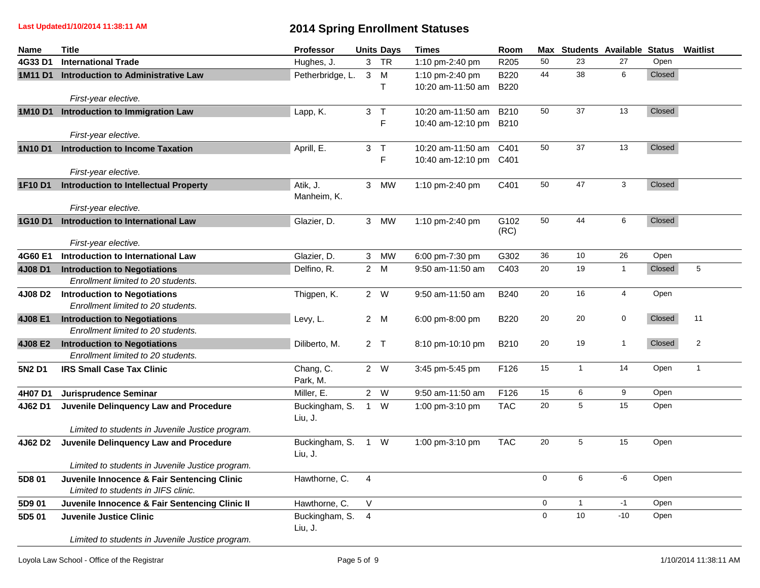Last Updated1/10/2014 11:38:11 AM

# 2014 Spring Enrollment Statuses

| Name | Title | Professor | Units | Days | Times | Room | Max | Students | Available | Status | Waitlist |
|---|---|---|---|---|---|---|---|---|---|---|---|
| **4G33 D1** | **International Trade** | Hughes, J. | 3 | TR | 1:10 pm-2:40 pm | R205 | 50 | 23 | 27 | Open | |
| **1M11 D1** | **Introduction to Administrative Law** | Petherbridge, L. | 3 | M<br>T | 1:10 pm-2:40 pm<br>10:20 am-11:50 am | B220<br>B220 | 44 | 38 | 6 | Closed | |
| | *First-year elective.* | | | | | | | | | | |
| **1M10 D1** | **Introduction to Immigration Law** | Lapp, K. | 3 | T<br>F | 10:20 am-11:50 am<br>10:40 am-12:10 pm | B210<br>B210 | 50 | 37 | 13 | Closed | |
| | *First-year elective.* | | | | | | | | | | |
| **1N10 D1** | **Introduction to Income Taxation** | Aprill, E. | 3 | T<br>F | 10:20 am-11:50 am<br>10:40 am-12:10 pm | C401<br>C401 | 50 | 37 | 13 | Closed | |
| | *First-year elective.* | | | | | | | | | | |
| **1F10 D1** | **Introduction to Intellectual Property** | Atik, J.<br>Manheim, K. | 3 | MW | 1:10 pm-2:40 pm | C401 | 50 | 47 | 3 | Closed | |
| | *First-year elective.* | | | | | | | | | | |
| **1G10 D1** | **Introduction to International Law** | Glazier, D. | 3 | MW | 1:10 pm-2:40 pm | G102 (RC) | 50 | 44 | 6 | Closed | |
| | *First-year elective.* | | | | | | | | | | |
| **4G60 E1** | **Introduction to International Law** | Glazier, D. | 3 | MW | 6:00 pm-7:30 pm | G302 | 36 | 10 | 26 | Open | |
| **4J08 D1** | **Introduction to Negotiations** | Delfino, R. | 2 | M | 9:50 am-11:50 am | C403 | 20 | 19 | 1 | Closed | 5 |
| | *Enrollment limited to 20 students.* | | | | | | | | | | |
| **4J08 D2** | **Introduction to Negotiations** | Thigpen, K. | 2 | W | 9:50 am-11:50 am | B240 | 20 | 16 | 4 | Open | |
| | *Enrollment limited to 20 students.* | | | | | | | | | | |
| **4J08 E1** | **Introduction to Negotiations** | Levy, L. | 2 | M | 6:00 pm-8:00 pm | B220 | 20 | 20 | 0 | Closed | 11 |
| | *Enrollment limited to 20 students.* | | | | | | | | | | |
| **4J08 E2** | **Introduction to Negotiations** | Diliberto, M. | 2 | T | 8:10 pm-10:10 pm | B210 | 20 | 19 | 1 | Closed | 2 |
| | *Enrollment limited to 20 students.* | | | | | | | | | | |
| **5N2 D1** | **IRS Small Case Tax Clinic** | Chang, C.<br>Park, M. | 2 | W | 3:45 pm-5:45 pm | F126 | 15 | 1 | 14 | Open | 1 |
| **4H07 D1** | **Jurisprudence Seminar** | Miller, E. | 2 | W | 9:50 am-11:50 am | F126 | 15 | 6 | 9 | Open | |
| **4J62 D1** | **Juvenile Delinquency Law and Procedure** | Buckingham, S.<br>Liu, J. | 1 | W | 1:00 pm-3:10 pm | TAC | 20 | 5 | 15 | Open | |
| | *Limited to students in Juvenile Justice program.* | | | | | | | | | | |
| **4J62 D2** | **Juvenile Delinquency Law and Procedure** | Buckingham, S.<br>Liu, J. | 1 | W | 1:00 pm-3:10 pm | TAC | 20 | 5 | 15 | Open | |
| | *Limited to students in Juvenile Justice program.* | | | | | | | | | | |
| **5D8 01** | **Juvenile Innocence & Fair Sentencing Clinic** | Hawthorne, C. | 4 | | | | 0 | 6 | -6 | Open | |
| | *Limited to students in JIFS clinic.* | | | | | | | | | | |
| **5D9 01** | **Juvenile Innocence & Fair Sentencing Clinic II** | Hawthorne, C. | V | | | | 0 | 1 | -1 | Open | |
| **5D5 01** | **Juvenile Justice Clinic** | Buckingham, S.<br>Liu, J. | 4 | | | | 0 | 10 | -10 | Open | |
| | *Limited to students in Juvenile Justice program.* | | | | | | | | | | |

Loyola Law School - Office of the Registrar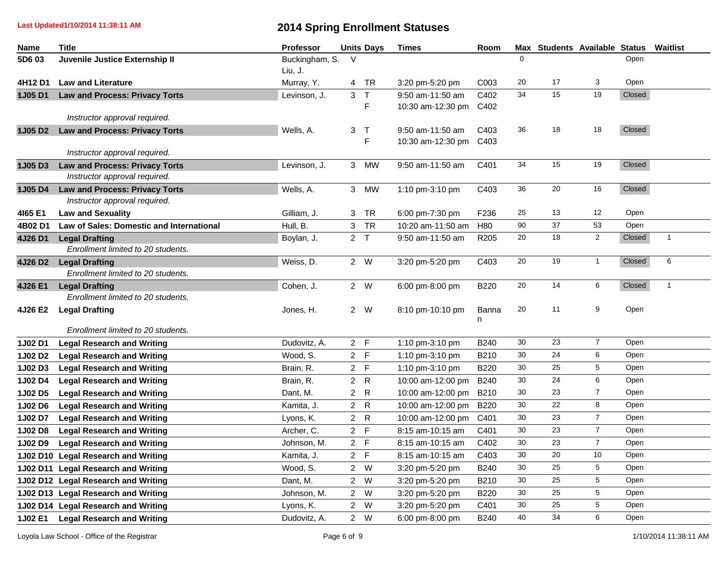Last Updated1/10/2014 11:38:11 AM

# 2014 Spring Enrollment Statuses

| Name | Title | Professor | Units | Days | Times | Room | Max | Students | Available | Status | Waitlist |
|---|---|---|---|---|---|---|---|---|---|---|---|
| 5D6 03 | Juvenile Justice Externship II | Buckingham, S. Liu, J. | V | | | | 0 | | | Open | |
| 4H12 D1 | Law and Literature | Murray, Y. | 4 | TR | 3:20 pm-5:20 pm | C003 | 20 | 17 | 3 | Open | |
| 1J05 D1 | Law and Process: Privacy Torts | Levinson, J. | 3 | T<br>F | 9:50 am-11:50 am<br>10:30 am-12:30 pm | C402<br>C402 | 34 | 15 | 19 | Closed | |
| | *Instructor approval required.* | | | | | | | | | | |
| 1J05 D2 | Law and Process: Privacy Torts | Wells, A. | 3 | T<br>F | 9:50 am-11:50 am<br>10:30 am-12:30 pm | C403<br>C403 | 36 | 18 | 18 | Closed | |
| | *Instructor approval required.* | | | | | | | | | | |
| 1J05 D3 | Law and Process: Privacy Torts | Levinson, J. | 3 | MW | 9:50 am-11:50 am | C401 | 34 | 15 | 19 | Closed | |
| | *Instructor approval required.* | | | | | | | | | | |
| 1J05 D4 | Law and Process: Privacy Torts | Wells, A. | 3 | MW | 1:10 pm-3:10 pm | C403 | 36 | 20 | 16 | Closed | |
| | *Instructor approval required.* | | | | | | | | | | |
| 4I65 E1 | Law and Sexuality | Gilliam, J. | 3 | TR | 6:00 pm-7:30 pm | F236 | 25 | 13 | 12 | Open | |
| 4B02 D1 | Law of Sales: Domestic and International | Hull, B. | 3 | TR | 10:20 am-11:50 am | H80 | 90 | 37 | 53 | Open | |
| 4J26 D1 | Legal Drafting | Boylan, J. | 2 | T | 9:50 am-11:50 am | R205 | 20 | 18 | 2 | Closed | 1 |
| | *Enrollment limited to 20 students.* | | | | | | | | | | |
| 4J26 D2 | Legal Drafting | Weiss, D. | 2 | W | 3:20 pm-5:20 pm | C403 | 20 | 19 | 1 | Closed | 6 |
| | *Enrollment limited to 20 students.* | | | | | | | | | | |
| 4J26 E1 | Legal Drafting | Cohen, J. | 2 | W | 6:00 pm-8:00 pm | B220 | 20 | 14 | 6 | Closed | 1 |
| | *Enrollment limited to 20 students.* | | | | | | | | | | |
| 4J26 E2 | Legal Drafting | Jones, H. | 2 | W | 8:10 pm-10:10 pm | Bannan | 20 | 11 | 9 | Open | |
| | *Enrollment limited to 20 students.* | | | | | | | | | | |
| 1J02 D1 | Legal Research and Writing | Dudovitz, A. | 2 | F | 1:10 pm-3:10 pm | B240 | 30 | 23 | 7 | Open | |
| 1J02 D2 | Legal Research and Writing | Wood, S. | 2 | F | 1:10 pm-3:10 pm | B210 | 30 | 24 | 6 | Open | |
| 1J02 D3 | Legal Research and Writing | Brain, R. | 2 | F | 1:10 pm-3:10 pm | B220 | 30 | 25 | 5 | Open | |
| 1J02 D4 | Legal Research and Writing | Brain, R. | 2 | R | 10:00 am-12:00 pm | B240 | 30 | 24 | 6 | Open | |
| 1J02 D5 | Legal Research and Writing | Dant, M. | 2 | R | 10:00 am-12:00 pm | B210 | 30 | 23 | 7 | Open | |
| 1J02 D6 | Legal Research and Writing | Kamita, J. | 2 | R | 10:00 am-12:00 pm | B220 | 30 | 22 | 8 | Open | |
| 1J02 D7 | Legal Research and Writing | Lyons, K. | 2 | R | 10:00 am-12:00 pm | C401 | 30 | 23 | 7 | Open | |
| 1J02 D8 | Legal Research and Writing | Archer, C. | 2 | F | 8:15 am-10:15 am | C401 | 30 | 23 | 7 | Open | |
| 1J02 D9 | Legal Research and Writing | Johnson, M. | 2 | F | 8:15 am-10:15 am | C402 | 30 | 23 | 7 | Open | |
| 1J02 D10 | Legal Research and Writing | Kamita, J. | 2 | F | 8:15 am-10:15 am | C403 | 30 | 20 | 10 | Open | |
| 1J02 D11 | Legal Research and Writing | Wood, S. | 2 | W | 3:20 pm-5:20 pm | B240 | 30 | 25 | 5 | Open | |
| 1J02 D12 | Legal Research and Writing | Dant, M. | 2 | W | 3:20 pm-5:20 pm | B210 | 30 | 25 | 5 | Open | |
| 1J02 D13 | Legal Research and Writing | Johnson, M. | 2 | W | 3:20 pm-5:20 pm | B220 | 30 | 25 | 5 | Open | |
| 1J02 D14 | Legal Research and Writing | Lyons, K. | 2 | W | 3:20 pm-5:20 pm | C401 | 30 | 25 | 5 | Open | |
| 1J02 E1 | Legal Research and Writing | Dudovitz, A. | 2 | W | 6:00 pm-8:00 pm | B240 | 40 | 34 | 6 | Open | |

Loyola Law School - Office of the Registrar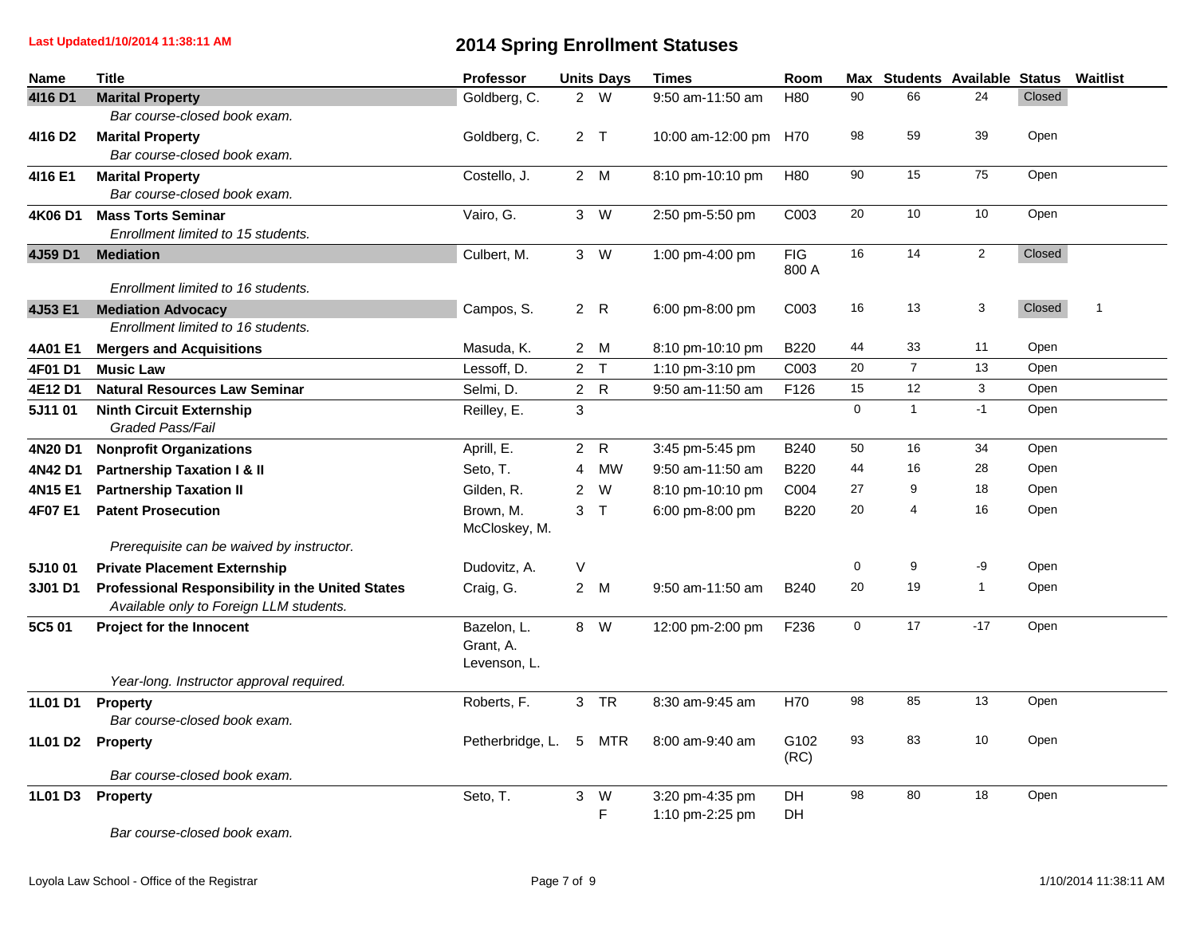Last Updated1/10/2014 11:38:11 AM

# 2014 Spring Enrollment Statuses

| Name | Title | Professor | Units | Days | Times | Room | Max | Students | Available | Status | Waitlist |
|---|---|---|---|---|---|---|---|---|---|---|---|
| 4I16 D1 | **Marital Property**<br>*Bar course-closed book exam.* | Goldberg, C. | 2 | W | 9:50 am-11:50 am | H80 | 90 | 66 | 24 | Closed | |
| 4I16 D2 | **Marital Property**<br>*Bar course-closed book exam.* | Goldberg, C. | 2 | T | 10:00 am-12:00 pm | H70 | 98 | 59 | 39 | Open | |
| 4I16 E1 | **Marital Property**<br>*Bar course-closed book exam.* | Costello, J. | 2 | M | 8:10 pm-10:10 pm | H80 | 90 | 15 | 75 | Open | |
| 4K06 D1 | **Mass Torts Seminar**<br>*Enrollment limited to 15 students.* | Vairo, G. | 3 | W | 2:50 pm-5:50 pm | C003 | 20 | 10 | 10 | Open | |
| 4J59 D1 | **Mediation**<br>*Enrollment limited to 16 students.* | Culbert, M. | 3 | W | 1:00 pm-4:00 pm | FIG 800 A | 16 | 14 | 2 | Closed | |
| 4J53 E1 | **Mediation Advocacy**<br>*Enrollment limited to 16 students.* | Campos, S. | 2 | R | 6:00 pm-8:00 pm | C003 | 16 | 13 | 3 | Closed | 1 |
| 4A01 E1 | **Mergers and Acquisitions** | Masuda, K. | 2 | M | 8:10 pm-10:10 pm | B220 | 44 | 33 | 11 | Open | |
| 4F01 D1 | **Music Law** | Lessoff, D. | 2 | T | 1:10 pm-3:10 pm | C003 | 20 | 7 | 13 | Open | |
| 4E12 D1 | **Natural Resources Law Seminar** | Selmi, D. | 2 | R | 9:50 am-11:50 am | F126 | 15 | 12 | 3 | Open | |
| 5J11 01 | **Ninth Circuit Externship**<br>*Graded Pass/Fail* | Reilley, E. | 3 | | | | 0 | 1 | -1 | Open | |
| 4N20 D1 | **Nonprofit Organizations** | Aprill, E. | 2 | R | 3:45 pm-5:45 pm | B240 | 50 | 16 | 34 | Open | |
| 4N42 D1 | **Partnership Taxation I & II** | Seto, T. | 4 | MW | 9:50 am-11:50 am | B220 | 44 | 16 | 28 | Open | |
| 4N15 E1 | **Partnership Taxation II** | Gilden, R. | 2 | W | 8:10 pm-10:10 pm | C004 | 27 | 9 | 18 | Open | |
| 4F07 E1 | **Patent Prosecution**<br>*Prerequisite can be waived by instructor.* | Brown, M.<br>McCloskey, M. | 3 | T | 6:00 pm-8:00 pm | B220 | 20 | 4 | 16 | Open | |
| 5J10 01 | **Private Placement Externship** | Dudovitz, A. | V | | | | 0 | 9 | -9 | Open | |
| 3J01 D1 | **Professional Responsibility in the United States**<br>*Available only to Foreign LLM students.* | Craig, G. | 2 | M | 9:50 am-11:50 am | B240 | 20 | 19 | 1 | Open | |
| 5C5 01 | **Project for the Innocent**<br>*Year-long. Instructor approval required.* | Bazelon, L.<br>Grant, A.<br>Levenson, L. | 8 | W | 12:00 pm-2:00 pm | F236 | 0 | 17 | -17 | Open | |
| 1L01 D1 | **Property**<br>*Bar course-closed book exam.* | Roberts, F. | 3 | TR | 8:30 am-9:45 am | H70 | 98 | 85 | 13 | Open | |
| 1L01 D2 | **Property**<br>*Bar course-closed book exam.* | Petherbridge, L. | 5 | MTR | 8:00 am-9:40 am | G102 (RC) | 93 | 83 | 10 | Open | |
| 1L01 D3 | **Property**<br>*Bar course-closed book exam.* | Seto, T. | 3 | W<br>F | 3:20 pm-4:35 pm<br>1:10 pm-2:25 pm | DH<br>DH | 98 | 80 | 18 | Open | |

Loyola Law School - Office of the Registrar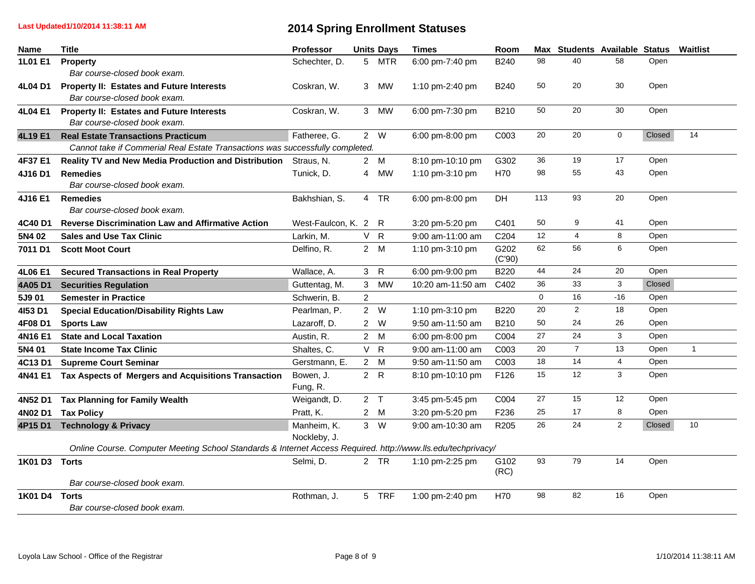**Last Updated1/10/2014 11:38:11 AM**

# 2014 Spring Enrollment Statuses

| Name | Title | Professor | Units | Days | Times | Room | Max | Students | Available | Status | Waitlist |
|---|---|---|---|---|---|---|---|---|---|---|---|
| 1L01 E1 | **Property**<br>*Bar course-closed book exam.* | Schechter, D. | 5 | MTR | 6:00 pm-7:40 pm | B240 | 98 | 40 | 58 | Open | |
| 4L04 D1 | **Property II: Estates and Future Interests**<br>*Bar course-closed book exam.* | Coskran, W. | 3 | MW | 1:10 pm-2:40 pm | B240 | 50 | 20 | 30 | Open | |
| 4L04 E1 | **Property II: Estates and Future Interests**<br>*Bar course-closed book exam.* | Coskran, W. | 3 | MW | 6:00 pm-7:30 pm | B210 | 50 | 20 | 30 | Open | |
| 4L19 E1 | **Real Estate Transactions Practicum**<br>*Cannot take if Commerial Real Estate Transactions was successfully completed.* | Fatheree, G. | 2 | W | 6:00 pm-8:00 pm | C003 | 20 | 20 | 0 | Closed | 14 |
| 4F37 E1 | **Reality TV and New Media Production and Distribution** | Straus, N. | 2 | M | 8:10 pm-10:10 pm | G302 | 36 | 19 | 17 | Open | |
| 4J16 D1 | **Remedies**<br>*Bar course-closed book exam.* | Tunick, D. | 4 | MW | 1:10 pm-3:10 pm | H70 | 98 | 55 | 43 | Open | |
| 4J16 E1 | **Remedies**<br>*Bar course-closed book exam.* | Bakhshian, S. | 4 | TR | 6:00 pm-8:00 pm | DH | 113 | 93 | 20 | Open | |
| 4C40 D1 | **Reverse Discrimination Law and Affirmative Action** | West-Faulcon, K. | 2 | R | 3:20 pm-5:20 pm | C401 | 50 | 9 | 41 | Open | |
| 5N4 02 | **Sales and Use Tax Clinic** | Larkin, M. | V | R | 9:00 am-11:00 am | C204 | 12 | 4 | 8 | Open | |
| 7011 D1 | **Scott Moot Court** | Delfino, R. | 2 | M | 1:10 pm-3:10 pm | G202 (C'90) | 62 | 56 | 6 | Open | |
| 4L06 E1 | **Secured Transactions in Real Property** | Wallace, A. | 3 | R | 6:00 pm-9:00 pm | B220 | 44 | 24 | 20 | Open | |
| 4A05 D1 | **Securities Regulation** | Guttentag, M. | 3 | MW | 10:20 am-11:50 am | C402 | 36 | 33 | 3 | Closed | |
| 5J9 01 | **Semester in Practice** | Schwerin, B. | 2 | | | | 0 | 16 | -16 | Open | |
| 4I53 D1 | **Special Education/Disability Rights Law** | Pearlman, P. | 2 | W | 1:10 pm-3:10 pm | B220 | 20 | 2 | 18 | Open | |
| 4F08 D1 | **Sports Law** | Lazaroff, D. | 2 | W | 9:50 am-11:50 am | B210 | 50 | 24 | 26 | Open | |
| 4N16 E1 | **State and Local Taxation** | Austin, R. | 2 | M | 6:00 pm-8:00 pm | C004 | 27 | 24 | 3 | Open | |
| 5N4 01 | **State Income Tax Clinic** | Shaltes, C. | V | R | 9:00 am-11:00 am | C003 | 20 | 7 | 13 | Open | 1 |
| 4C13 D1 | **Supreme Court Seminar** | Gerstmann, E. | 2 | M | 9:50 am-11:50 am | C003 | 18 | 14 | 4 | Open | |
| 4N41 E1 | **Tax Aspects of Mergers and Acquisitions Transaction** | Bowen, J.<br>Fung, R. | 2 | R | 8:10 pm-10:10 pm | F126 | 15 | 12 | 3 | Open | |
| 4N52 D1 | **Tax Planning for Family Wealth** | Weigandt, D. | 2 | T | 3:45 pm-5:45 pm | C004 | 27 | 15 | 12 | Open | |
| 4N02 D1 | **Tax Policy** | Pratt, K. | 2 | M | 3:20 pm-5:20 pm | F236 | 25 | 17 | 8 | Open | |
| 4P15 D1 | **Technology & Privacy**<br>*Online Course. Computer Meeting School Standards & Internet Access Required. http://www.lls.edu/techprivacy/* | Manheim, K.<br>Nockleby, J. | 3 | W | 9:00 am-10:30 am | R205 | 26 | 24 | 2 | Closed | 10 |
| 1K01 D3 | **Torts**<br>*Bar course-closed book exam.* | Selmi, D. | 2 | TR | 1:10 pm-2:25 pm | G102 (RC) | 93 | 79 | 14 | Open | |
| 1K01 D4 | **Torts**<br>*Bar course-closed book exam.* | Rothman, J. | 5 | TRF | 1:00 pm-2:40 pm | H70 | 98 | 82 | 16 | Open | |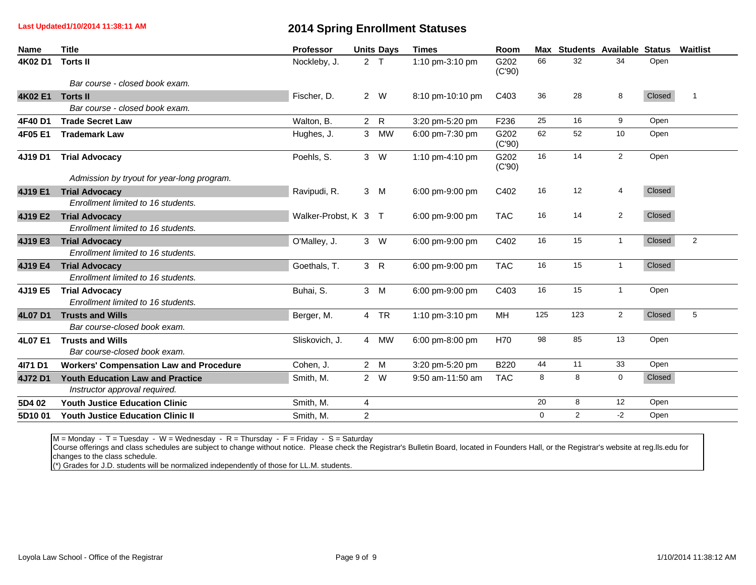**Last Updated1/10/2014 11:38:11 AM**

# 2014 Spring Enrollment Statuses

| Name | Title | Professor | Units | Days | Times | Room | Max | Students | Available | Status | Waitlist |
|---|---|---|---|---|---|---|---|---|---|---|---|
| 4K02 D1 | **Torts II** | Nockleby, J. | 2 | T | 1:10 pm-3:10 pm | G202 (C'90) | 66 | 32 | 34 | Open | |
| | *Bar course - closed book exam.* | | | | | | | | | | |
| 4K02 E1 | **Torts II** | Fischer, D. | 2 | W | 8:10 pm-10:10 pm | C403 | 36 | 28 | 8 | Closed | 1 |
| | *Bar course - closed book exam.* | | | | | | | | | | |
| 4F40 D1 | **Trade Secret Law** | Walton, B. | 2 | R | 3:20 pm-5:20 pm | F236 | 25 | 16 | 9 | Open | |
| 4F05 E1 | **Trademark Law** | Hughes, J. | 3 | MW | 6:00 pm-7:30 pm | G202 (C'90) | 62 | 52 | 10 | Open | |
| 4J19 D1 | **Trial Advocacy** | Poehls, S. | 3 | W | 1:10 pm-4:10 pm | G202 (C'90) | 16 | 14 | 2 | Open | |
| | *Admission by tryout for year-long program.* | | | | | | | | | | |
| 4J19 E1 | **Trial Advocacy** | Ravipudi, R. | 3 | M | 6:00 pm-9:00 pm | C402 | 16 | 12 | 4 | Closed | |
| | *Enrollment limited to 16 students.* | | | | | | | | | | |
| 4J19 E2 | **Trial Advocacy** | Walker-Probst, K | 3 | T | 6:00 pm-9:00 pm | TAC | 16 | 14 | 2 | Closed | |
| | *Enrollment limited to 16 students.* | | | | | | | | | | |
| 4J19 E3 | **Trial Advocacy** | O'Malley, J. | 3 | W | 6:00 pm-9:00 pm | C402 | 16 | 15 | 1 | Closed | 2 |
| | *Enrollment limited to 16 students.* | | | | | | | | | | |
| 4J19 E4 | **Trial Advocacy** | Goethals, T. | 3 | R | 6:00 pm-9:00 pm | TAC | 16 | 15 | 1 | Closed | |
| | *Enrollment limited to 16 students.* | | | | | | | | | | |
| 4J19 E5 | **Trial Advocacy** | Buhai, S. | 3 | M | 6:00 pm-9:00 pm | C403 | 16 | 15 | 1 | Open | |
| | *Enrollment limited to 16 students.* | | | | | | | | | | |
| 4L07 D1 | **Trusts and Wills** | Berger, M. | 4 | TR | 1:10 pm-3:10 pm | MH | 125 | 123 | 2 | Closed | 5 |
| | *Bar course-closed book exam.* | | | | | | | | | | |
| 4L07 E1 | **Trusts and Wills** | Sliskovich, J. | 4 | MW | 6:00 pm-8:00 pm | H70 | 98 | 85 | 13 | Open | |
| | *Bar course-closed book exam.* | | | | | | | | | | |
| 4I71 D1 | **Workers' Compensation Law and Procedure** | Cohen, J. | 2 | M | 3:20 pm-5:20 pm | B220 | 44 | 11 | 33 | Open | |
| 4J72 D1 | **Youth Education Law and Practice** | Smith, M. | 2 | W | 9:50 am-11:50 am | TAC | 8 | 8 | 0 | Closed | |
| | *Instructor approval required.* | | | | | | | | | | |
| 5D4 02 | **Youth Justice Education Clinic** | Smith, M. | 4 | | | | 20 | 8 | 12 | Open | |
| 5D10 01 | **Youth Justice Education Clinic II** | Smith, M. | 2 | | | | 0 | 2 | -2 | Open | |

M = Monday - T = Tuesday - W = Wednesday - R = Thursday - F = Friday - S = Saturday
Course offerings and class schedules are subject to change without notice. Please check the Registrar's Bulletin Board, located in Founders Hall, or the Registrar's website at reg.lls.edu for changes to the class schedule.
(*) Grades for J.D. students will be normalized independently of those for LL.M. students.